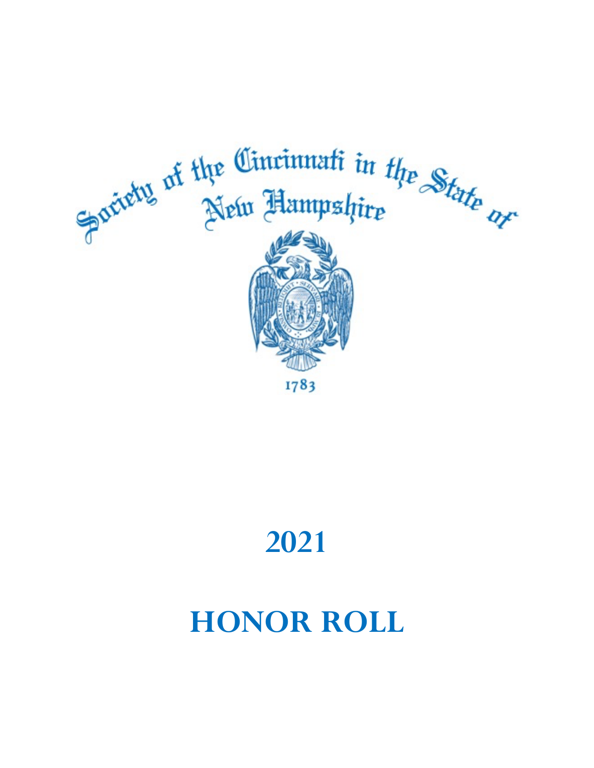Society of the Cincinnati in the State of New Hampshire

1783

# 2021

# HONOR ROLL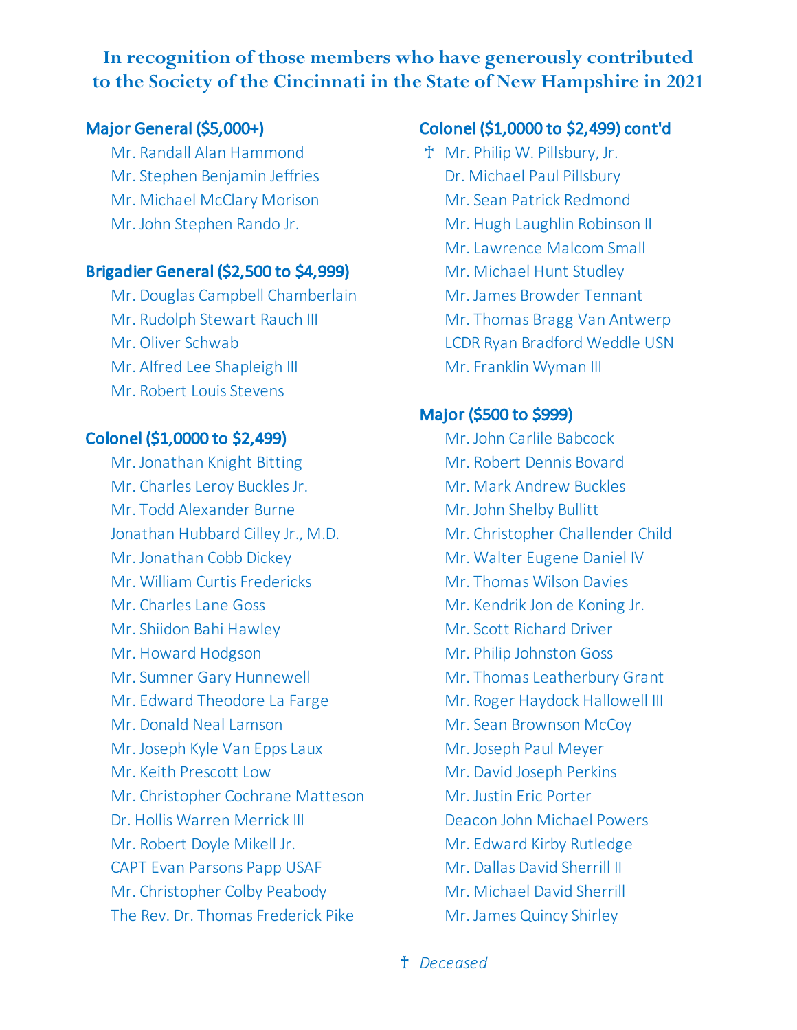**In recognition of those members who have generously contributed to the Society of the Cincinnati in the State of New Hampshire in 2021**

### Major General ($5,000+)

Mr. Randall Alan Hammond
Mr. Stephen Benjamin Jeffries
Mr. Michael McClary Morison
Mr. John Stephen Rando Jr.

### Brigadier General ($2,500 to $4,999)

Mr. Douglas Campbell Chamberlain
Mr. Rudolph Stewart Rauch III
Mr. Oliver Schwab
Mr. Alfred Lee Shapleigh III
Mr. Robert Louis Stevens

### Colonel ($1,0000 to $2,499)

Mr. Jonathan Knight Bitting
Mr. Charles Leroy Buckles Jr.
Mr. Todd Alexander Burne
Jonathan Hubbard Cilley Jr., M.D.
Mr. Jonathan Cobb Dickey
Mr. William Curtis Fredericks
Mr. Charles Lane Goss
Mr. Shiidon Bahi Hawley
Mr. Howard Hodgson
Mr. Sumner Gary Hunnewell
Mr. Edward Theodore La Farge
Mr. Donald Neal Lamson
Mr. Joseph Kyle Van Epps Laux
Mr. Keith Prescott Low
Mr. Christopher Cochrane Matteson
Dr. Hollis Warren Merrick III
Mr. Robert Doyle Mikell Jr.
CAPT Evan Parsons Papp USAF
Mr. Christopher Colby Peabody
The Rev. Dr. Thomas Frederick Pike

### Colonel ($1,0000 to $2,499) cont'd

† Mr. Philip W. Pillsbury, Jr.
Dr. Michael Paul Pillsbury
Mr. Sean Patrick Redmond
Mr. Hugh Laughlin Robinson II
Mr. Lawrence Malcom Small
Mr. Michael Hunt Studley
Mr. James Browder Tennant
Mr. Thomas Bragg Van Antwerp
LCDR Ryan Bradford Weddle USN
Mr. Franklin Wyman III

### Major ($500 to $999)

Mr. John Carlile Babcock
Mr. Robert Dennis Bovard
Mr. Mark Andrew Buckles
Mr. John Shelby Bullitt
Mr. Christopher Challender Child
Mr. Walter Eugene Daniel IV
Mr. Thomas Wilson Davies
Mr. Kendrik Jon de Koning Jr.
Mr. Scott Richard Driver
Mr. Philip Johnston Goss
Mr. Thomas Leatherbury Grant
Mr. Roger Haydock Hallowell III
Mr. Sean Brownson McCoy
Mr. Joseph Paul Meyer
Mr. David Joseph Perkins
Mr. Justin Eric Porter
Deacon John Michael Powers
Mr. Edward Kirby Rutledge
Mr. Dallas David Sherrill II
Mr. Michael David Sherrill
Mr. James Quincy Shirley

† *Deceased*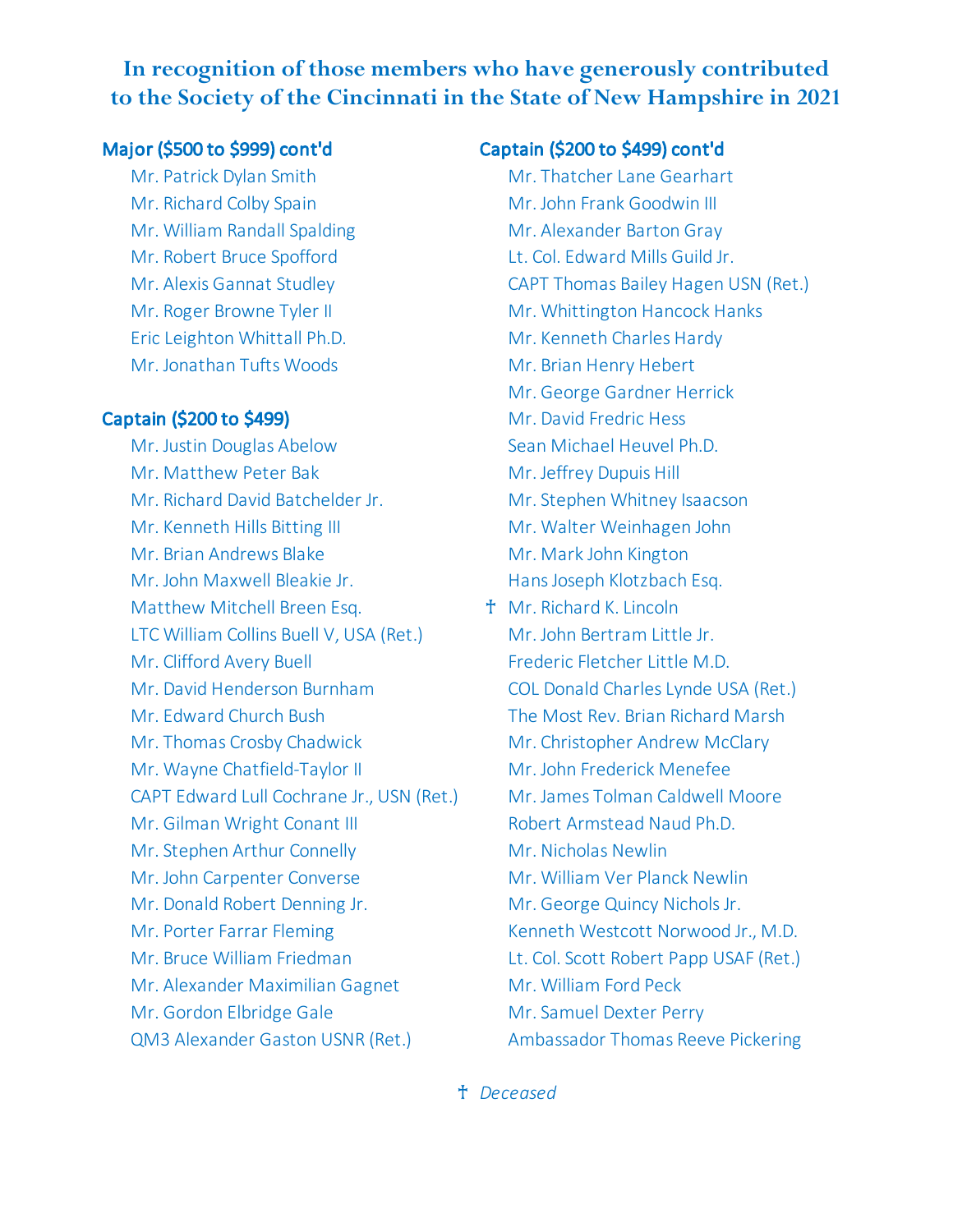# In recognition of those members who have generously contributed to the Society of the Cincinnati in the State of New Hampshire in 2021

### Major ($500 to $999) cont'd

Mr. Patrick Dylan Smith
Mr. Richard Colby Spain
Mr. William Randall Spalding
Mr. Robert Bruce Spofford
Mr. Alexis Gannat Studley
Mr. Roger Browne Tyler II
Eric Leighton Whittall Ph.D.
Mr. Jonathan Tufts Woods

### Captain ($200 to $499)

Mr. Justin Douglas Abelow
Mr. Matthew Peter Bak
Mr. Richard David Batchelder Jr.
Mr. Kenneth Hills Bitting III
Mr. Brian Andrews Blake
Mr. John Maxwell Bleakie Jr.
Matthew Mitchell Breen Esq.
LTC William Collins Buell V, USA (Ret.)
Mr. Clifford Avery Buell
Mr. David Henderson Burnham
Mr. Edward Church Bush
Mr. Thomas Crosby Chadwick
Mr. Wayne Chatfield-Taylor II
CAPT Edward Lull Cochrane Jr., USN (Ret.)
Mr. Gilman Wright Conant III
Mr. Stephen Arthur Connelly
Mr. John Carpenter Converse
Mr. Donald Robert Denning Jr.
Mr. Porter Farrar Fleming
Mr. Bruce William Friedman
Mr. Alexander Maximilian Gagnet
Mr. Gordon Elbridge Gale
QM3 Alexander Gaston USNR (Ret.)

### Captain ($200 to $499) cont'd

Mr. Thatcher Lane Gearhart
Mr. John Frank Goodwin III
Mr. Alexander Barton Gray
Lt. Col. Edward Mills Guild Jr.
CAPT Thomas Bailey Hagen USN (Ret.)
Mr. Whittington Hancock Hanks
Mr. Kenneth Charles Hardy
Mr. Brian Henry Hebert
Mr. George Gardner Herrick
Mr. David Fredric Hess
Sean Michael Heuvel Ph.D.
Mr. Jeffrey Dupuis Hill
Mr. Stephen Whitney Isaacson
Mr. Walter Weinhagen John
Mr. Mark John Kington
Hans Joseph Klotzbach Esq.
† Mr. Richard K. Lincoln
Mr. John Bertram Little Jr.
Frederic Fletcher Little M.D.
COL Donald Charles Lynde USA (Ret.)
The Most Rev. Brian Richard Marsh
Mr. Christopher Andrew McClary
Mr. John Frederick Menefee
Mr. James Tolman Caldwell Moore
Robert Armstead Naud Ph.D.
Mr. Nicholas Newlin
Mr. William Ver Planck Newlin
Mr. George Quincy Nichols Jr.
Kenneth Westcott Norwood Jr., M.D.
Lt. Col. Scott Robert Papp USAF (Ret.)
Mr. William Ford Peck
Mr. Samuel Dexter Perry
Ambassador Thomas Reeve Pickering

† *Deceased*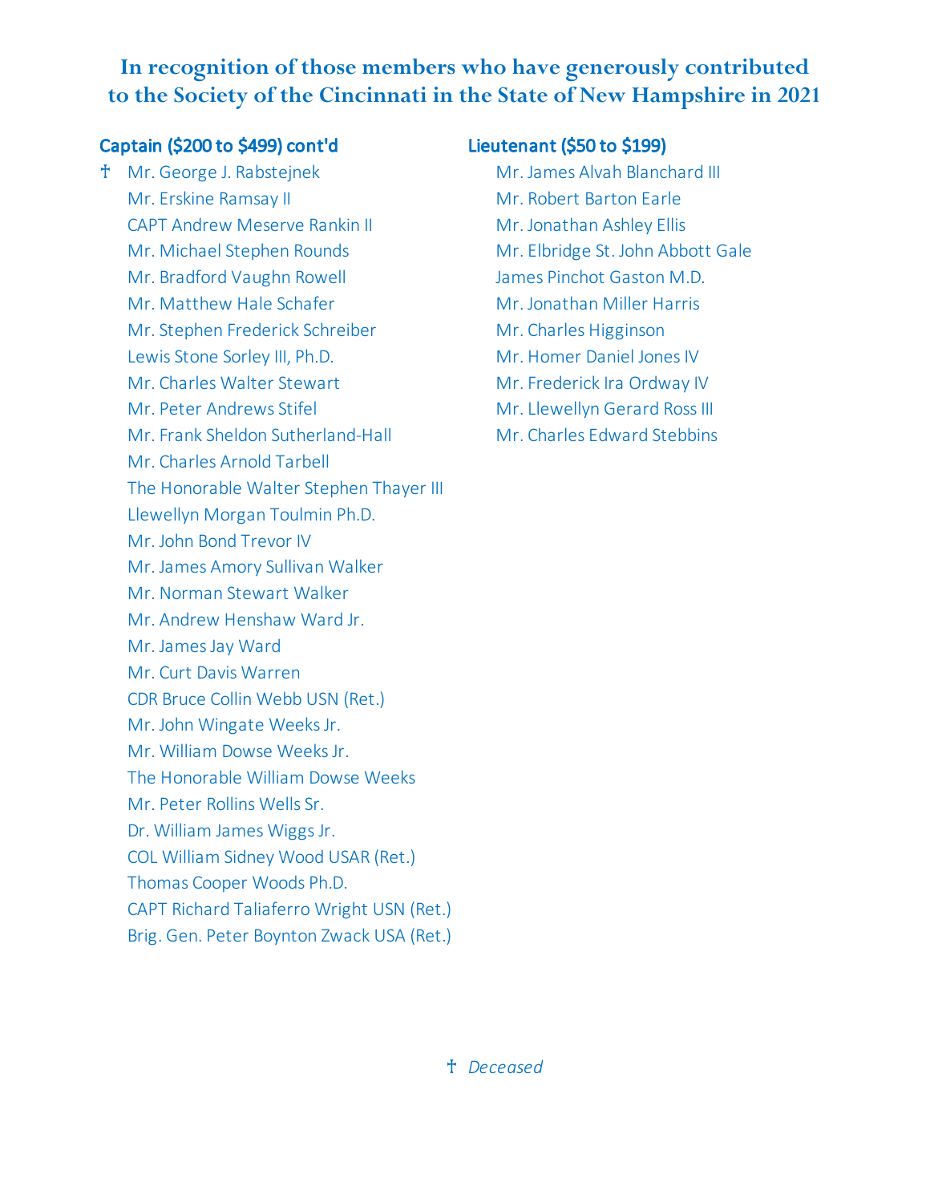# In recognition of those members who have generously contributed to the Society of the Cincinnati in the State of New Hampshire in 2021

### Captain ($200 to $499) cont'd

† Mr. George J. Rabstejnek
Mr. Erskine Ramsay II
CAPT Andrew Meserve Rankin II
Mr. Michael Stephen Rounds
Mr. Bradford Vaughn Rowell
Mr. Matthew Hale Schafer
Mr. Stephen Frederick Schreiber
Lewis Stone Sorley III, Ph.D.
Mr. Charles Walter Stewart
Mr. Peter Andrews Stifel
Mr. Frank Sheldon Sutherland-Hall
Mr. Charles Arnold Tarbell
The Honorable Walter Stephen Thayer III
Llewellyn Morgan Toulmin Ph.D.
Mr. John Bond Trevor IV
Mr. James Amory Sullivan Walker
Mr. Norman Stewart Walker
Mr. Andrew Henshaw Ward Jr.
Mr. James Jay Ward
Mr. Curt Davis Warren
CDR Bruce Collin Webb USN (Ret.)
Mr. John Wingate Weeks Jr.
Mr. William Dowse Weeks Jr.
The Honorable William Dowse Weeks
Mr. Peter Rollins Wells Sr.
Dr. William James Wiggs Jr.
COL William Sidney Wood USAR (Ret.)
Thomas Cooper Woods Ph.D.
CAPT Richard Taliaferro Wright USN (Ret.)
Brig. Gen. Peter Boynton Zwack USA (Ret.)

### Lieutenant ($50 to $199)

Mr. James Alvah Blanchard III
Mr. Robert Barton Earle
Mr. Jonathan Ashley Ellis
Mr. Elbridge St. John Abbott Gale
James Pinchot Gaston M.D.
Mr. Jonathan Miller Harris
Mr. Charles Higginson
Mr. Homer Daniel Jones IV
Mr. Frederick Ira Ordway IV
Mr. Llewellyn Gerard Ross III
Mr. Charles Edward Stebbins

† *Deceased*